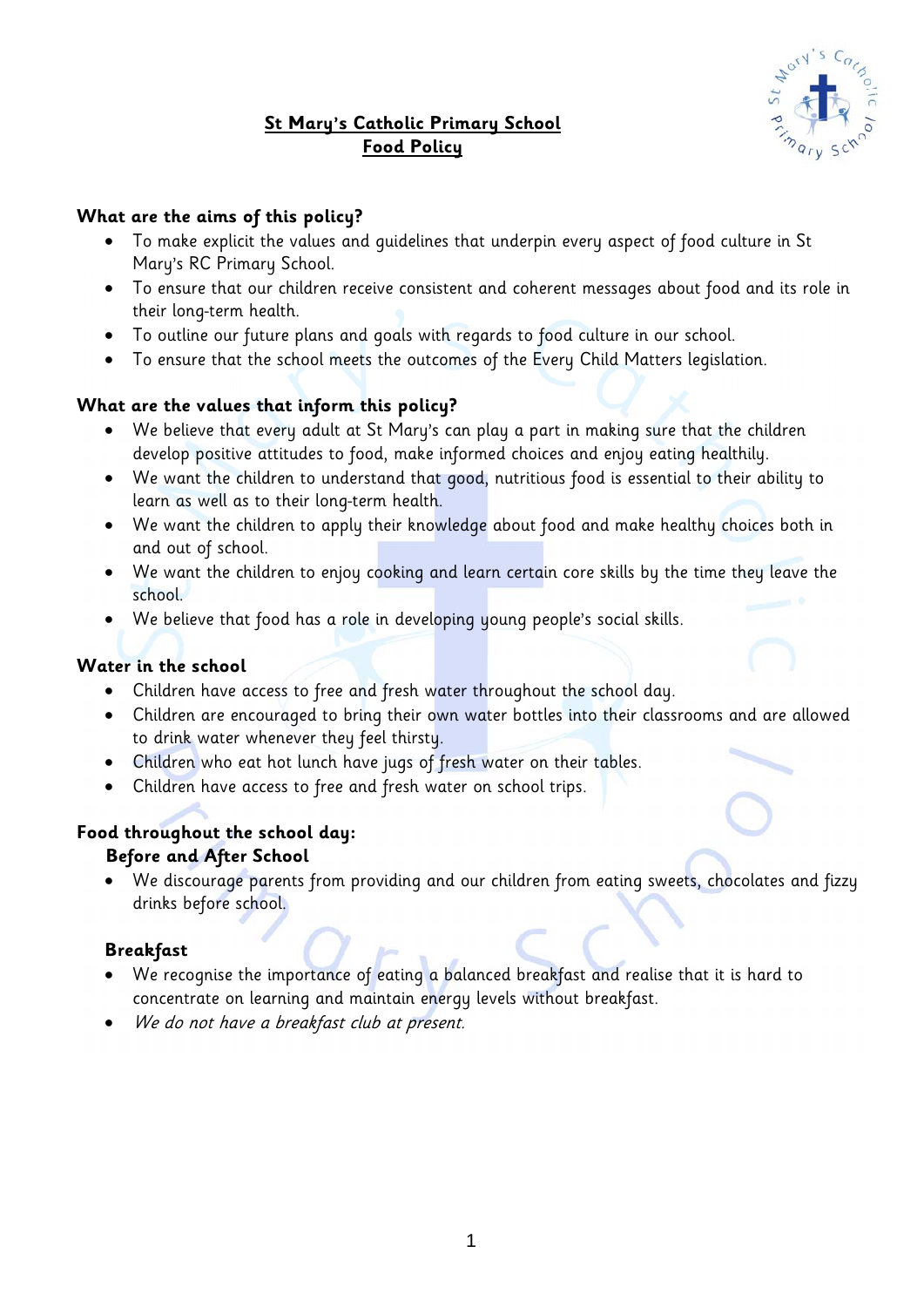# St Mary's Catholic Primary School
## Food Policy

### What are the aims of this policy?

- To make explicit the values and guidelines that underpin every aspect of food culture in St Mary's RC Primary School.
- To ensure that our children receive consistent and coherent messages about food and its role in their long-term health.
- To outline our future plans and goals with regards to food culture in our school.
- To ensure that the school meets the outcomes of the Every Child Matters legislation.

### What are the values that inform this policy?

- We believe that every adult at St Mary's can play a part in making sure that the children develop positive attitudes to food, make informed choices and enjoy eating healthily.
- We want the children to understand that good, nutritious food is essential to their ability to learn as well as to their long-term health.
- We want the children to apply their knowledge about food and make healthy choices both in and out of school.
- We want the children to enjoy cooking and learn certain core skills by the time they leave the school.
- We believe that food has a role in developing young people's social skills.

### Water in the school

- Children have access to free and fresh water throughout the school day.
- Children are encouraged to bring their own water bottles into their classrooms and are allowed to drink water whenever they feel thirsty.
- Children who eat hot lunch have jugs of fresh water on their tables.
- Children have access to free and fresh water on school trips.

### Food throughout the school day:

#### Before and After School

- We discourage parents from providing and our children from eating sweets, chocolates and fizzy drinks before school.

#### Breakfast

- We recognise the importance of eating a balanced breakfast and realise that it is hard to concentrate on learning and maintain energy levels without breakfast.
- *We do not have a breakfast club at present.*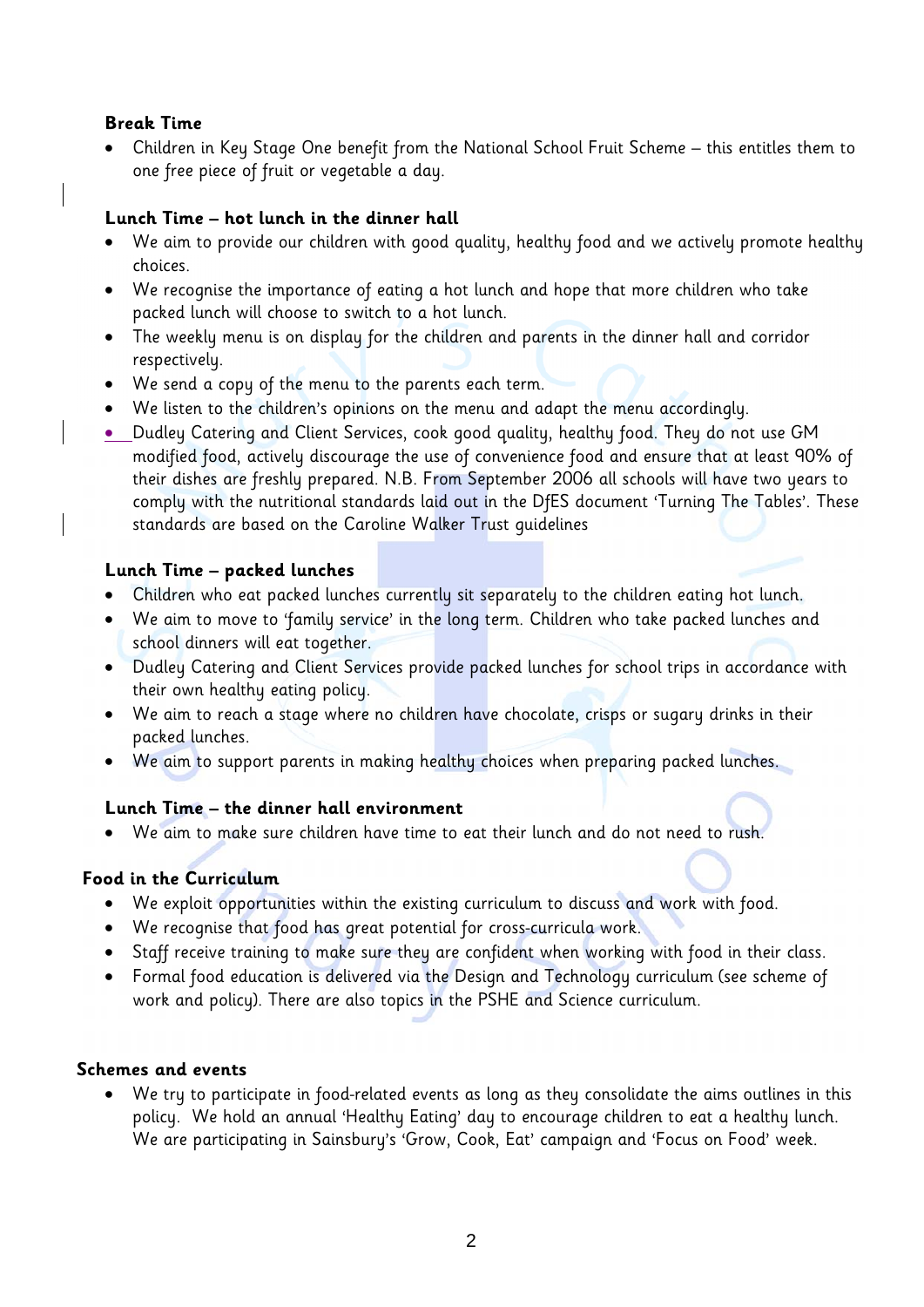**Break Time**

- Children in Key Stage One benefit from the National School Fruit Scheme – this entitles them to one free piece of fruit or vegetable a day.

**Lunch Time – hot lunch in the dinner hall**

- We aim to provide our children with good quality, healthy food and we actively promote healthy choices.
- We recognise the importance of eating a hot lunch and hope that more children who take packed lunch will choose to switch to a hot lunch.
- The weekly menu is on display for the children and parents in the dinner hall and corridor respectively.
- We send a copy of the menu to the parents each term.
- We listen to the children's opinions on the menu and adapt the menu accordingly.
- Dudley Catering and Client Services, cook good quality, healthy food. They do not use GM modified food, actively discourage the use of convenience food and ensure that at least 90% of their dishes are freshly prepared. N.B. From September 2006 all schools will have two years to comply with the nutritional standards laid out in the DfES document 'Turning The Tables'. These standards are based on the Caroline Walker Trust guidelines

**Lunch Time – packed lunches**

- Children who eat packed lunches currently sit separately to the children eating hot lunch.
- We aim to move to 'family service' in the long term. Children who take packed lunches and school dinners will eat together.
- Dudley Catering and Client Services provide packed lunches for school trips in accordance with their own healthy eating policy.
- We aim to reach a stage where no children have chocolate, crisps or sugary drinks in their packed lunches.
- We aim to support parents in making healthy choices when preparing packed lunches.

**Lunch Time – the dinner hall environment**

- We aim to make sure children have time to eat their lunch and do not need to rush.

**Food in the Curriculum**

- We exploit opportunities within the existing curriculum to discuss and work with food.
- We recognise that food has great potential for cross-curricula work.
- Staff receive training to make sure they are confident when working with food in their class.
- Formal food education is delivered via the Design and Technology curriculum (see scheme of work and policy). There are also topics in the PSHE and Science curriculum.

**Schemes and events**

- We try to participate in food-related events as long as they consolidate the aims outlines in this policy. We hold an annual 'Healthy Eating' day to encourage children to eat a healthy lunch. We are participating in Sainsbury's 'Grow, Cook, Eat' campaign and 'Focus on Food' week.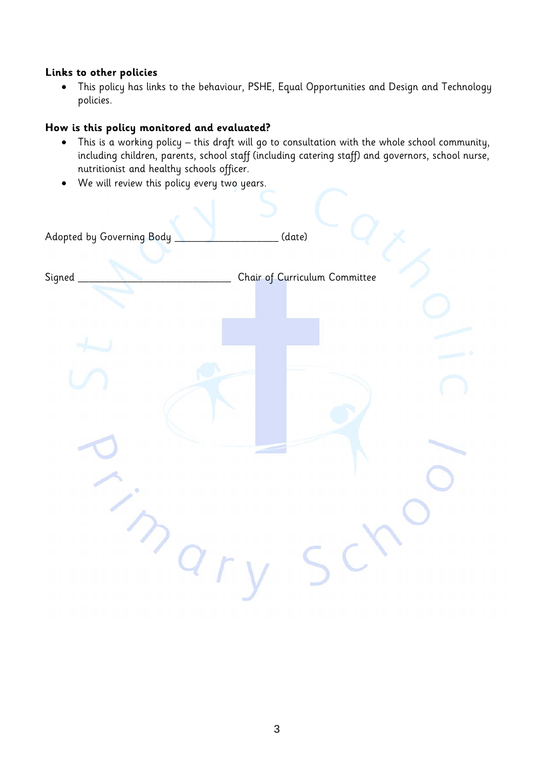**Links to other policies**

- This policy has links to the behaviour, PSHE, Equal Opportunities and Design and Technology policies.

**How is this policy monitored and evaluated?**

- This is a working policy – this draft will go to consultation with the whole school community, including children, parents, school staff (including catering staff) and governors, school nurse, nutritionist and healthy schools officer.
- We will review this policy every two years.

Adopted by Governing Body ___________________ (date)

Signed ____________________________ Chair of Curriculum Committee